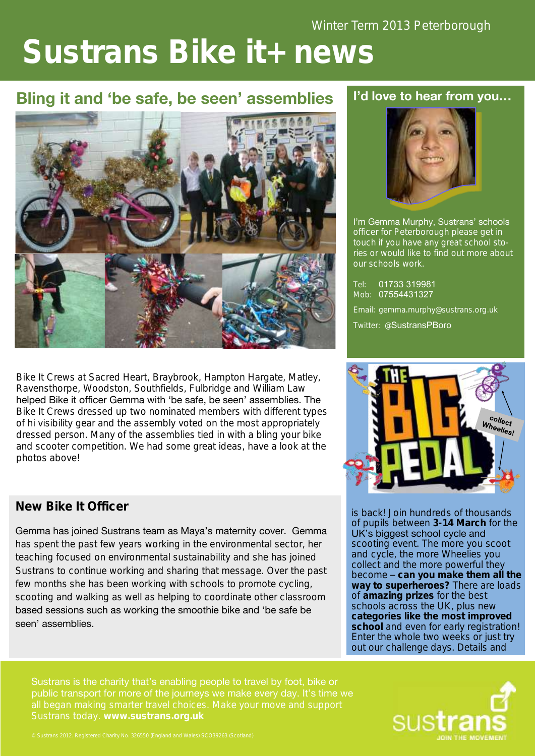Winter Term 2013 Peterborough

# Sustrans Bike it+ news

## Bling it and 'be safe, be seen' assemblies

Bike It Crews at Sacred Heart, Braybrook, Hampton Hargate, Matley, Ravensthorpe, Woodston, Southfields, Fulbridge and William Law helped Bike it officer Gemma with 'be safe, be seen' assemblies. The Bike It Crews dressed up two nominated members with different types of hi visibility gear and the assembly voted on the most appropriately dressed person. Many of the assemblies tied in with a bling your bike and scooter competition. We had some great ideas, have a look at the photos above!

## New Bike It Officer

Gemma has joined Sustrans team as Maya's maternity cover. Gemma has spent the past few years working in the environmental sector, her teaching focused on environmental sustainability and she has joined Sustrans to continue working and sharing that message. Over the past few months she has been working with schools to promote cycling, scooting and walking as well as helping to coordinate other classroom based sessions such as working the smoothie bike and 'be safe be seen' assemblies.

## I'd love to hear from you…

I'm Gemma Murphy, Sustrans' schools officer for Peterborough please get in touch if you have any great school stories or would like to find out more about our schools work.

Tel: 01733 319981
Mob: 07554431327

Email: gemma.murphy@sustrans.org.uk

Twitter: @SustransPBoro

## The Big Pedal

is back! Join hundreds of thousands of pupils between **3-14 March** for the UK's biggest school cycle and scooting event. The more you scoot and cycle, the more Wheelies you collect and the more powerful they become – **can you make them all the way to superheroes?** There are loads of **amazing prizes** for the best schools across the UK, plus new **categories like the most improved school** and even for early registration! Enter the whole two weeks or just try out our challenge days. Details and

Sustrans is the charity that's enabling people to travel by foot, bike or public transport for more of the journeys we make every day. It's time we all began making smarter travel choices. Make your move and support Sustrans today. **www.sustrans.org.uk**

© Sustrans 2012. Registered Charity No. 326550 (England and Wales) SC039263 (Scotland)

sustrans JOIN THE MOVEMENT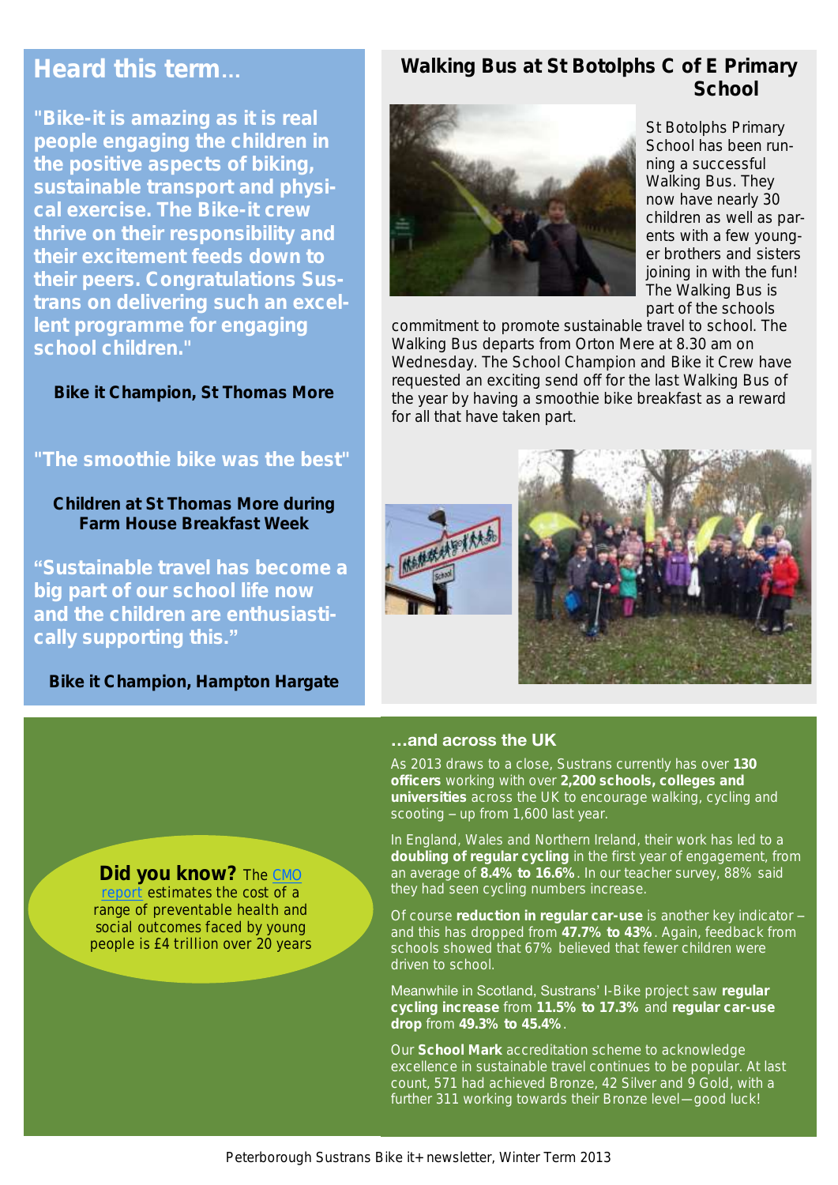## Heard this term...

**"Bike-it is amazing as it is real people engaging the children in the positive aspects of biking, sustainable transport and physical exercise. The Bike-it crew thrive on their responsibility and their excitement feeds down to their peers. Congratulations Sustrans on delivering such an excellent programme for engaging school children."**

**Bike it Champion, St Thomas More**

**"The smoothie bike was the best"**

**Children at St Thomas More during Farm House Breakfast Week**

**"Sustainable travel has become a big part of our school life now and the children are enthusiastically supporting this."**

**Bike it Champion, Hampton Hargate**

## Walking Bus at St Botolphs C of E Primary School

St Botolphs Primary School has been running a successful Walking Bus. They now have nearly 30 children as well as parents with a few younger brothers and sisters joining in with the fun! The Walking Bus is part of the schools commitment to promote sustainable travel to school. The Walking Bus departs from Orton Mere at 8.30 am on Wednesday. The School Champion and Bike it Crew have requested an exciting send off for the last Walking Bus of the year by having a smoothie bike breakfast as a reward for all that have taken part.

**Did you know?** The CMO report estimates the cost of a range of preventable health and social outcomes faced by young people is £4 trillion over 20 years

### ...and across the UK

As 2013 draws to a close, Sustrans currently has over **130 officers** working with over **2,200 schools, colleges and universities** across the UK to encourage walking, cycling and scooting – up from 1,600 last year.

In England, Wales and Northern Ireland, their work has led to a **doubling of regular cycling** in the first year of engagement, from an average of **8.4% to 16.6%**. In our teacher survey, 88% said they had seen cycling numbers increase.

Of course **reduction in regular car-use** is another key indicator – and this has dropped from **47.7% to 43%**. Again, feedback from schools showed that 67% believed that fewer children were driven to school.

Meanwhile in Scotland, Sustrans' I-Bike project saw **regular cycling increase** from **11.5% to 17.3%** and **regular car-use drop** from **49.3% to 45.4%**.

Our **School Mark** accreditation scheme to acknowledge excellence in sustainable travel continues to be popular. At last count, 571 had achieved Bronze, 42 Silver and 9 Gold, with a further 311 working towards their Bronze level—good luck!

Peterborough Sustrans Bike it+ newsletter, Winter Term 2013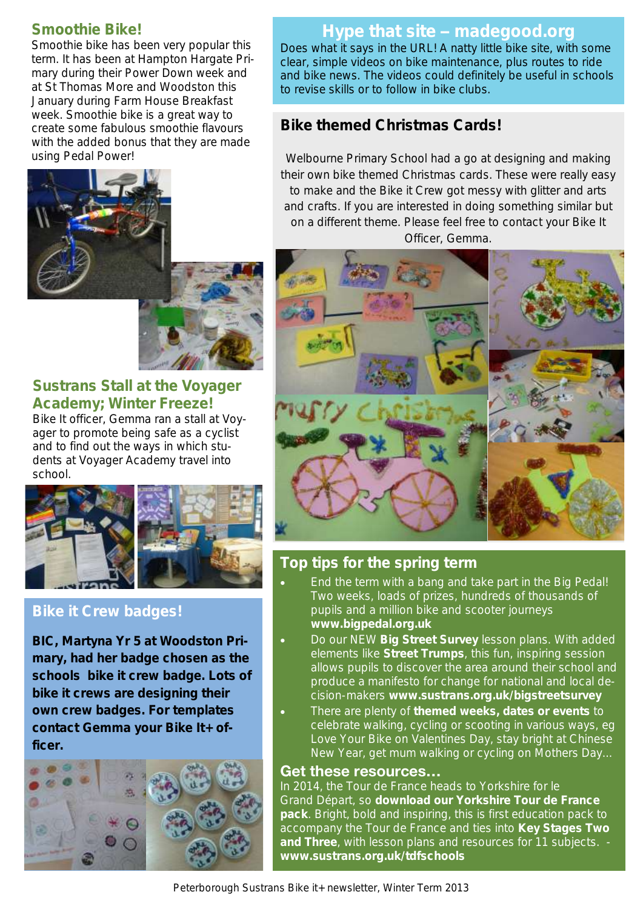## Smoothie Bike!

Smoothie bike has been very popular this term. It has been at Hampton Hargate Primary during their Power Down week and at St Thomas More and Woodston this January during Farm House Breakfast week. Smoothie bike is a great way to create some fabulous smoothie flavours with the added bonus that they are made using Pedal Power!

## Sustrans Stall at the Voyager Academy; Winter Freeze!

Bike It officer, Gemma ran a stall at Voyager to promote being safe as a cyclist and to find out the ways in which students at Voyager Academy travel into school.

## Bike it Crew badges!

**BIC, Martyna Yr 5 at Woodston Primary, had her badge chosen as the schools bike it crew badge. Lots of bike it crews are designing their own crew badges. For templates contact Gemma your Bike It+ officer.**

## Hype that site – madegood.org

Does what it says in the URL! A natty little bike site, with some clear, simple videos on bike maintenance, plus routes to ride and bike news. The videos could definitely be useful in schools to revise skills or to follow in bike clubs.

## Bike themed Christmas Cards!

Welbourne Primary School had a go at designing and making their own bike themed Christmas cards. These were really easy to make and the Bike it Crew got messy with glitter and arts and crafts. If you are interested in doing something similar but on a different theme. Please feel free to contact your Bike It Officer, Gemma.

## Top tips for the spring term

- End the term with a bang and take part in the Big Pedal! Two weeks, loads of prizes, hundreds of thousands of pupils and a million bike and scooter journeys **www.bigpedal.org.uk**
- Do our NEW **Big Street Survey** lesson plans. With added elements like **Street Trumps**, this fun, inspiring session allows pupils to discover the area around their school and produce a manifesto for change for national and local decision-makers **www.sustrans.org.uk/bigstreetsurvey**
- There are plenty of **themed weeks, dates or events** to celebrate walking, cycling or scooting in various ways, eg Love Your Bike on Valentines Day, stay bright at Chinese New Year, get mum walking or cycling on Mothers Day...

### Get these resources...

In 2014, the Tour de France heads to Yorkshire for le Grand Départ, so **download our Yorkshire Tour de France pack**. Bright, bold and inspiring, this is first education pack to accompany the Tour de France and ties into **Key Stages Two and Three**, with lesson plans and resources for 11 subjects. - **www.sustrans.org.uk/tdfschools**

Peterborough Sustrans Bike it+ newsletter, Winter Term 2013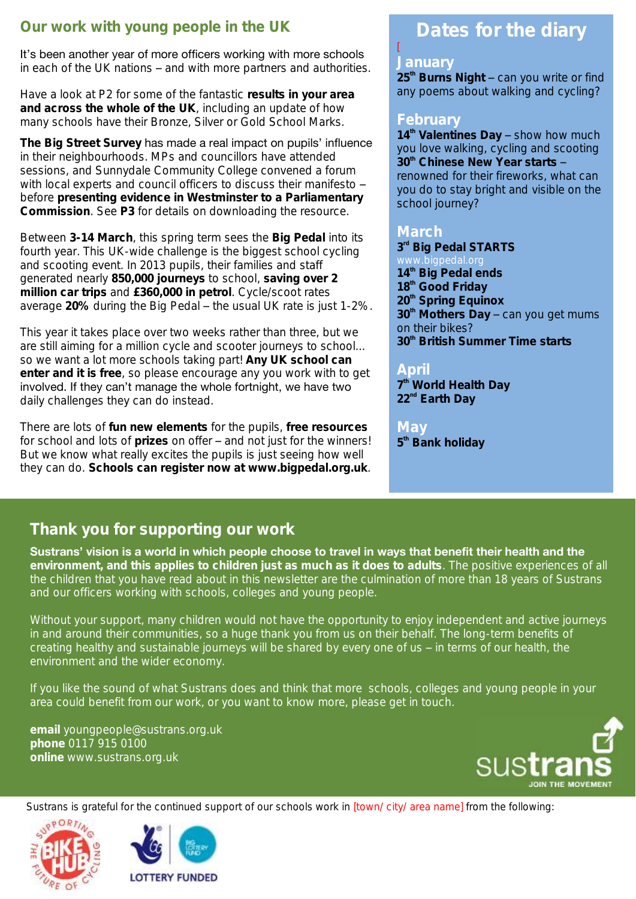## Our work with young people in the UK

It's been another year of more officers working with more schools in each of the UK nations – and with more partners and authorities.

Have a look at P2 for some of the fantastic **results in your area and across the whole of the UK**, including an update of how many schools have their Bronze, Silver or Gold School Marks.

**The Big Street Survey** has made a real impact on pupils' influence in their neighbourhoods. MPs and councillors have attended sessions, and Sunnydale Community College convened a forum with local experts and council officers to discuss their manifesto – before **presenting evidence in Westminster to a Parliamentary Commission**. See **P3** for details on downloading the resource.

Between **3-14 March**, this spring term sees the **Big Pedal** into its fourth year. This UK-wide challenge is the biggest school cycling and scooting event. In 2013 pupils, their families and staff generated nearly **850,000 journeys** to school, **saving over 2 million car trips** and **£360,000 in petrol**. Cycle/scoot rates average **20%** during the Big Pedal – the usual UK rate is just 1-2%.

This year it takes place over two weeks rather than three, but we are still aiming for a million cycle and scooter journeys to school... so we want a lot more schools taking part! **Any UK school can enter and it is free**, so please encourage any you work with to get involved. If they can't manage the whole fortnight, we have two daily challenges they can do instead.

There are lots of **fun new elements** for the pupils, **free resources** for school and lots of **prizes** on offer – and not just for the winners! But we know what really excites the pupils is just seeing how well they can do. **Schools can register now at www.bigpedal.org.uk**.

## Dates for the diary

[

### January

**25th Burns Night** – can you write or find any poems about walking and cycling?

### February

**14th Valentines Day** – show how much you love walking, cycling and scooting
**30th Chinese New Year starts** – renowned for their fireworks, what can you do to stay bright and visible on the school journey?

### March

**3rd Big Pedal STARTS**
www.bigpedal.org
**14th Big Pedal ends**
**18th Good Friday**
**20th Spring Equinox**
**30th Mothers Day** – can you get mums on their bikes?
**30th British Summer Time starts**

### April

**7th World Health Day**
**22nd Earth Day**

### May

**5th Bank holiday**

## Thank you for supporting our work

**Sustrans' vision is a world in which people choose to travel in ways that benefit their health and the environment, and this applies to children just as much as it does to adults**. The positive experiences of all the children that you have read about in this newsletter are the culmination of more than 18 years of Sustrans and our officers working with schools, colleges and young people.

Without your support, many children would not have the opportunity to enjoy independent and active journeys in and around their communities, so a huge thank you from us on their behalf. The long-term benefits of creating healthy and sustainable journeys will be shared by every one of us – in terms of our health, the environment and the wider economy.

If you like the sound of what Sustrans does and think that more schools, colleges and young people in your area could benefit from our work, or you want to know more, please get in touch.

**email** youngpeople@sustrans.org.uk
**phone** 0117 915 0100
**online** www.sustrans.org.uk

sustrans
JOIN THE MOVEMENT

Sustrans is grateful for the continued support of our schools work in [town/ city/ area name] from the following:

SUPPORTING THE FUTURE OF CYCLING — BIKE HUB

BIG LOTTERY FUND — LOTTERY FUNDED